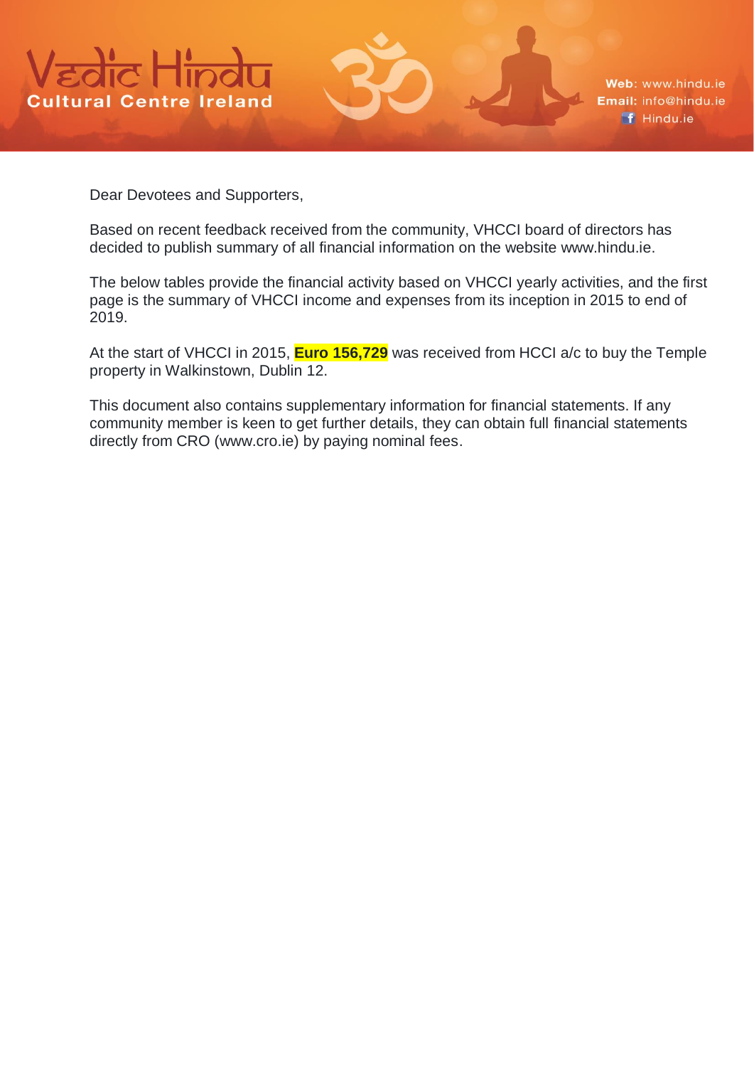# Vedic Hindu Cultural Centre Ireland

**Web**: www.hindu.ie
**Email:** info@hindu.ie
Hindu.ie

Dear Devotees and Supporters,

Based on recent feedback received from the community, VHCCI board of directors has decided to publish summary of all financial information on the website www.hindu.ie.

The below tables provide the financial activity based on VHCCI yearly activities, and the first page is the summary of VHCCI income and expenses from its inception in 2015 to end of 2019.

At the start of VHCCI in 2015, **Euro 156,729** was received from HCCI a/c to buy the Temple property in Walkinstown, Dublin 12.

This document also contains supplementary information for financial statements. If any community member is keen to get further details, they can obtain full financial statements directly from CRO (www.cro.ie) by paying nominal fees.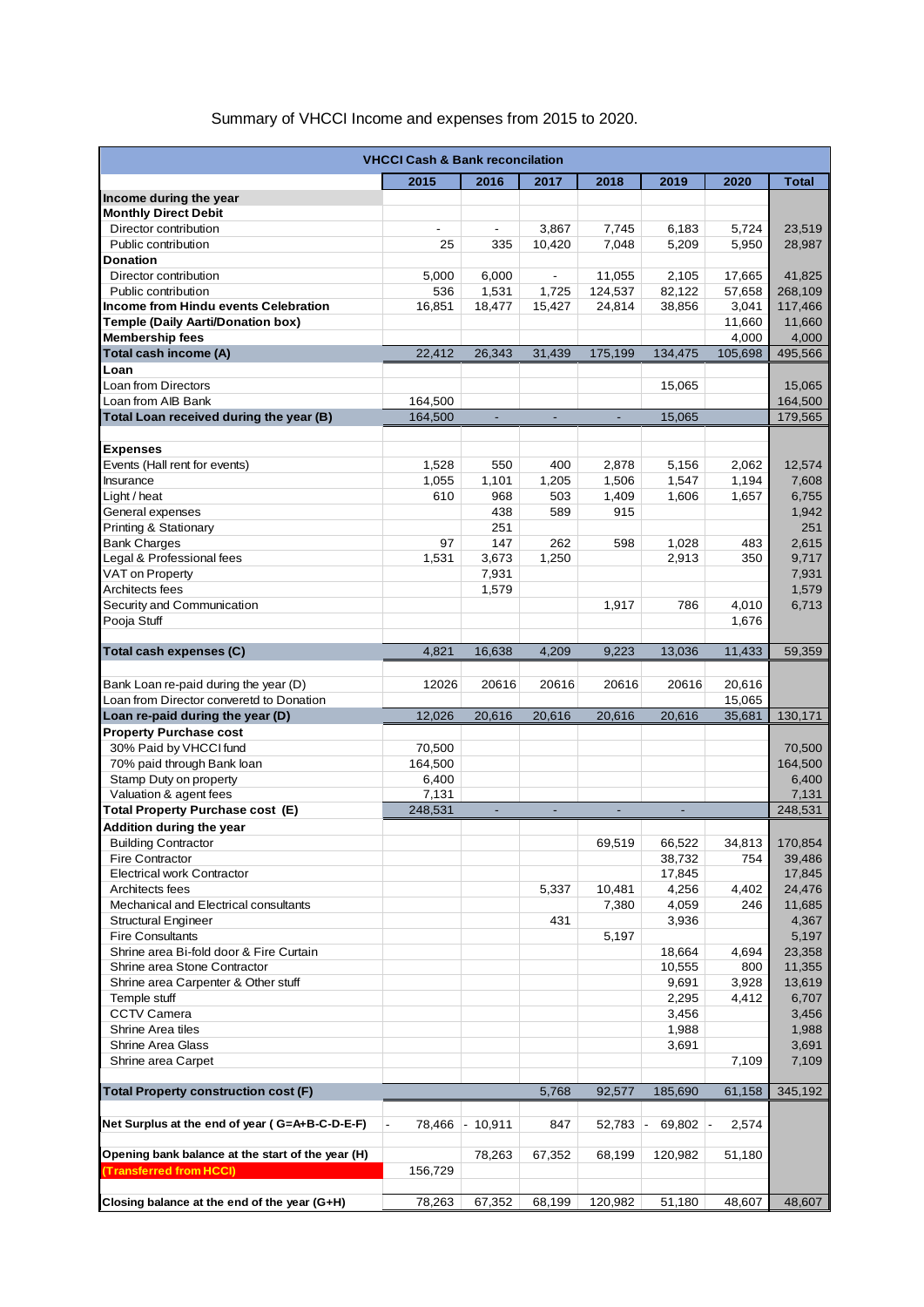Summary of VHCCI Income and expenses from 2015 to 2020.

| VHCCI Cash & Bank reconcilation | | | | | | | |
|---|---|---|---|---|---|---|---|
| | 2015 | 2016 | 2017 | 2018 | 2019 | 2020 | Total |
| **Income during the year** | | | | | | | |
| **Monthly Direct Debit** | | | | | | | |
| Director contribution | - | - | 3,867 | 7,745 | 6,183 | 5,724 | 23,519 |
| Public contribution | 25 | 335 | 10,420 | 7,048 | 5,209 | 5,950 | 28,987 |
| **Donation** | | | | | | | |
| Director contribution | 5,000 | 6,000 | - | 11,055 | 2,105 | 17,665 | 41,825 |
| Public contribution | 536 | 1,531 | 1,725 | 124,537 | 82,122 | 57,658 | 268,109 |
| **Income from Hindu events Celebration** | 16,851 | 18,477 | 15,427 | 24,814 | 38,856 | 3,041 | 117,466 |
| **Temple (Daily Aarti/Donation box)** | | | | | | 11,660 | 11,660 |
| **Membership fees** | | | | | | 4,000 | 4,000 |
| **Total cash income (A)** | 22,412 | 26,343 | 31,439 | 175,199 | 134,475 | 105,698 | 495,566 |
| **Loan** | | | | | | | |
| Loan from Directors | | | | | 15,065 | | 15,065 |
| Loan from AIB Bank | 164,500 | | | | | | 164,500 |
| **Total Loan received during the year (B)** | 164,500 | - | - | - | 15,065 | | 179,565 |
| | | | | | | | |
| **Expenses** | | | | | | | |
| Events (Hall rent for events) | 1,528 | 550 | 400 | 2,878 | 5,156 | 2,062 | 12,574 |
| Insurance | 1,055 | 1,101 | 1,205 | 1,506 | 1,547 | 1,194 | 7,608 |
| Light / heat | 610 | 968 | 503 | 1,409 | 1,606 | 1,657 | 6,755 |
| General expenses | | 438 | 589 | 915 | | | 1,942 |
| Printing & Stationary | | 251 | | | | | 251 |
| Bank Charges | 97 | 147 | 262 | 598 | 1,028 | 483 | 2,615 |
| Legal & Professional fees | 1,531 | 3,673 | 1,250 | | 2,913 | 350 | 9,717 |
| VAT on Property | | 7,931 | | | | | 7,931 |
| Architects fees | | 1,579 | | | | | 1,579 |
| Security and Communication | | | | 1,917 | 786 | 4,010 | 6,713 |
| Pooja Stuff | | | | | | 1,676 | |
| | | | | | | | |
| **Total cash expenses (C)** | 4,821 | 16,638 | 4,209 | 9,223 | 13,036 | 11,433 | 59,359 |
| | | | | | | | |
| Bank Loan re-paid during the year (D) | 12026 | 20616 | 20616 | 20616 | 20616 | 20,616 | |
| Loan from Director converetd to Donation | | | | | | 15,065 | |
| **Loan re-paid during the year (D)** | 12,026 | 20,616 | 20,616 | 20,616 | 20,616 | 35,681 | 130,171 |
| **Property Purchase cost** | | | | | | | |
| 30% Paid by VHCCI fund | 70,500 | | | | | | 70,500 |
| 70% paid through Bank loan | 164,500 | | | | | | 164,500 |
| Stamp Duty on property | 6,400 | | | | | | 6,400 |
| Valuation & agent fees | 7,131 | | | | | | 7,131 |
| **Total Property Purchase cost (E)** | 248,531 | - | - | - | - | | 248,531 |
| **Addition during the year** | | | | | | | |
| Building Contractor | | | | 69,519 | 66,522 | 34,813 | 170,854 |
| Fire Contractor | | | | | 38,732 | 754 | 39,486 |
| Electrical work Contractor | | | | | 17,845 | | 17,845 |
| Architects fees | | | 5,337 | 10,481 | 4,256 | 4,402 | 24,476 |
| Mechanical and Electrical consultants | | | | 7,380 | 4,059 | 246 | 11,685 |
| Structural Engineer | | | 431 | | 3,936 | | 4,367 |
| Fire Consultants | | | | 5,197 | | | 5,197 |
| Shrine area Bi-fold door & Fire Curtain | | | | | 18,664 | 4,694 | 23,358 |
| Shrine area Stone Contractor | | | | | 10,555 | 800 | 11,355 |
| Shrine area Carpenter & Other stuff | | | | | 9,691 | 3,928 | 13,619 |
| Temple stuff | | | | | 2,295 | 4,412 | 6,707 |
| CCTV Camera | | | | | 3,456 | | 3,456 |
| Shrine Area tiles | | | | | 1,988 | | 1,988 |
| Shrine Area Glass | | | | | 3,691 | | 3,691 |
| Shrine area Carpet | | | | | | 7,109 | 7,109 |
| | | | | | | | |
| **Total Property construction cost (F)** | | | 5,768 | 92,577 | 185,690 | 61,158 | 345,192 |
| | | | | | | | |
| **Net Surplus at the end of year ( G=A+B-C-D-E-F)** | - 78,466 | - 10,911 | 847 | 52,783 | - 69,802 | - 2,574 | |
| | | | | | | | |
| **Opening bank balance at the start of the year (H)** | | 78,263 | 67,352 | 68,199 | 120,982 | 51,180 | |
| **(Transferred from HCCI)** | 156,729 | | | | | | |
| | | | | | | | |
| **Closing balance at the end of the year (G+H)** | 78,263 | 67,352 | 68,199 | 120,982 | 51,180 | 48,607 | 48,607 |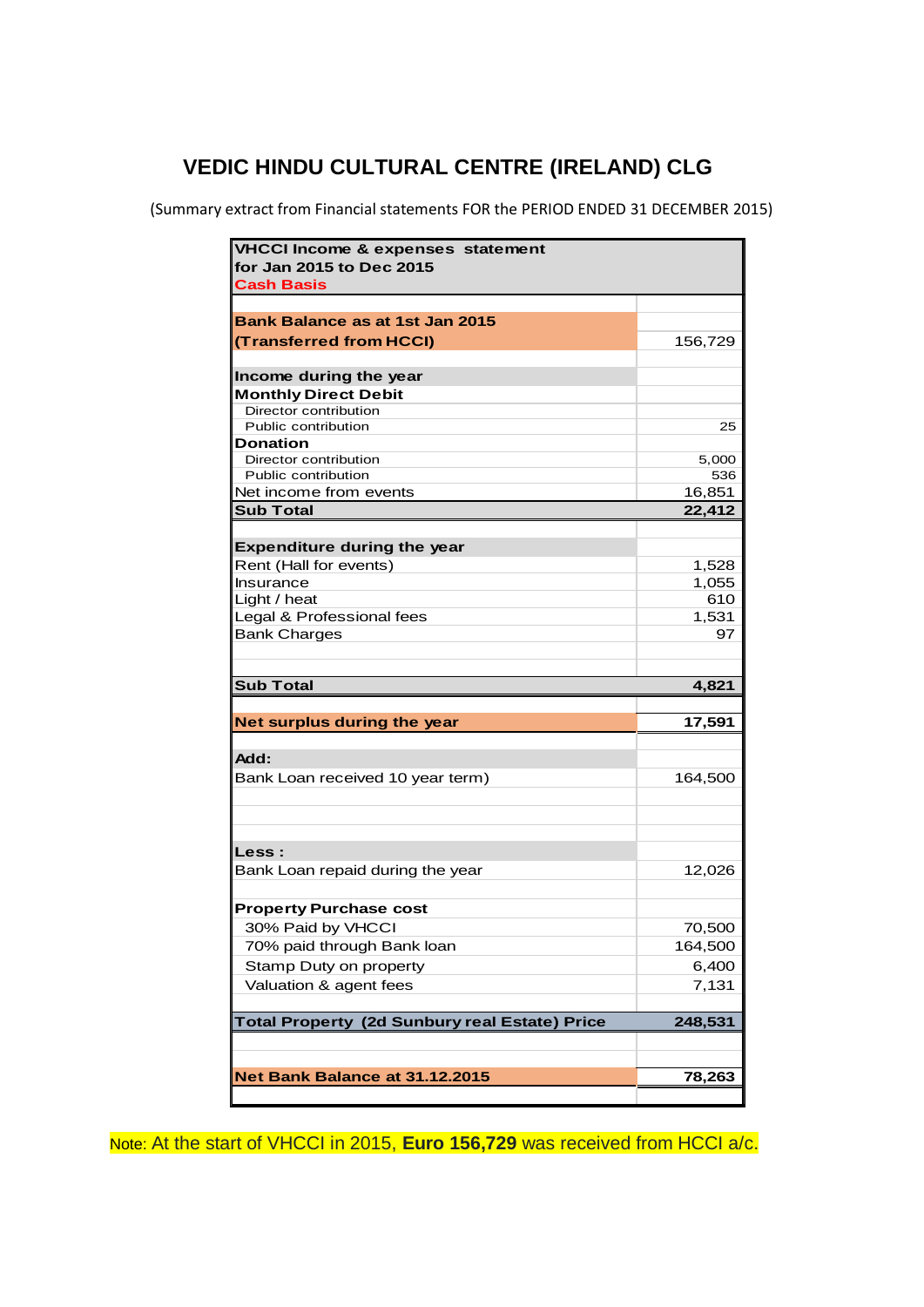# VEDIC HINDU CULTURAL CENTRE (IRELAND) CLG

(Summary extract from Financial statements FOR the PERIOD ENDED 31 DECEMBER 2015)

| **VHCCI Income & expenses statement for Jan 2015 to Dec 2015 Cash Basis** | |
|---|---|
| | |
| **Bank Balance as at 1st Jan 2015 (Transferred from HCCI)** | 156,729 |
| | |
| **Income during the year** | |
| **Monthly Direct Debit** | |
| Director contribution | |
| Public contribution | 25 |
| **Donation** | |
| Director contribution | 5,000 |
| Public contribution | 536 |
| Net income from events | 16,851 |
| **Sub Total** | **22,412** |
| | |
| **Expenditure during the year** | |
| Rent (Hall for events) | 1,528 |
| Insurance | 1,055 |
| Light / heat | 610 |
| Legal & Professional fees | 1,531 |
| Bank Charges | 97 |
| | |
| **Sub Total** | **4,821** |
| | |
| **Net surplus during the year** | **17,591** |
| | |
| **Add:** | |
| Bank Loan received 10 year term) | 164,500 |
| | |
| **Less :** | |
| Bank Loan repaid during the year | 12,026 |
| | |
| **Property Purchase cost** | |
| 30% Paid by VHCCI | 70,500 |
| 70% paid through Bank loan | 164,500 |
| Stamp Duty on property | 6,400 |
| Valuation & agent fees | 7,131 |
| | |
| **Total Property (2d Sunbury real Estate) Price** | **248,531** |
| | |
| **Net Bank Balance at 31.12.2015** | **78,263** |

Note: At the start of VHCCI in 2015, **Euro 156,729** was received from HCCI a/c.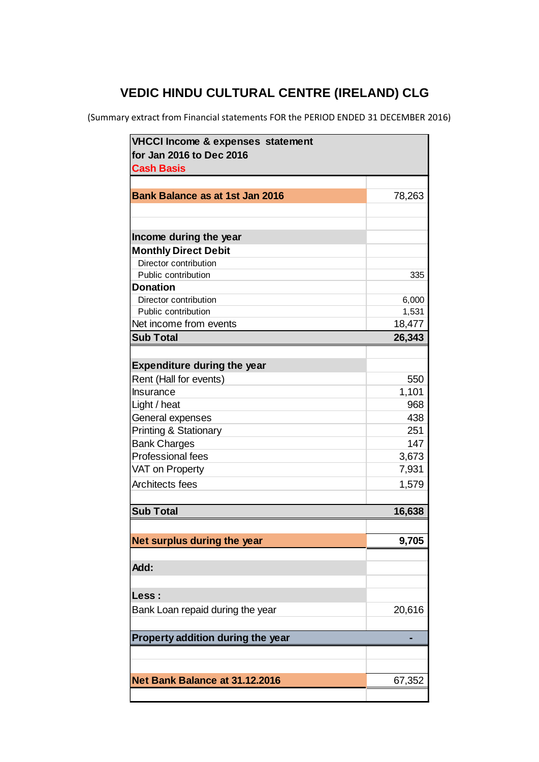# VEDIC HINDU CULTURAL CENTRE (IRELAND) CLG

(Summary extract from Financial statements FOR the PERIOD ENDED 31 DECEMBER 2016)

| VHCCI Income & expenses statement for Jan 2016 to Dec 2016 Cash Basis | |
|---|---|
| **Bank Balance as at 1st Jan 2016** | 78,263 |
| | |
| **Income during the year** | |
| **Monthly Direct Debit** | |
| Director contribution | |
| Public contribution | 335 |
| **Donation** | |
| Director contribution | 6,000 |
| Public contribution | 1,531 |
| Net income from events | 18,477 |
| **Sub Total** | **26,343** |
| | |
| **Expenditure during the year** | |
| Rent (Hall for events) | 550 |
| Insurance | 1,101 |
| Light / heat | 968 |
| General expenses | 438 |
| Printing & Stationary | 251 |
| Bank Charges | 147 |
| Professional fees | 3,673 |
| VAT on Property | 7,931 |
| Architects fees | 1,579 |
| **Sub Total** | **16,638** |
| | |
| **Net surplus during the year** | **9,705** |
| | |
| **Add:** | |
| | |
| **Less :** | |
| Bank Loan repaid during the year | 20,616 |
| | |
| **Property addition during the year** | **-** |
| | |
| **Net Bank Balance at 31.12.2016** | 67,352 |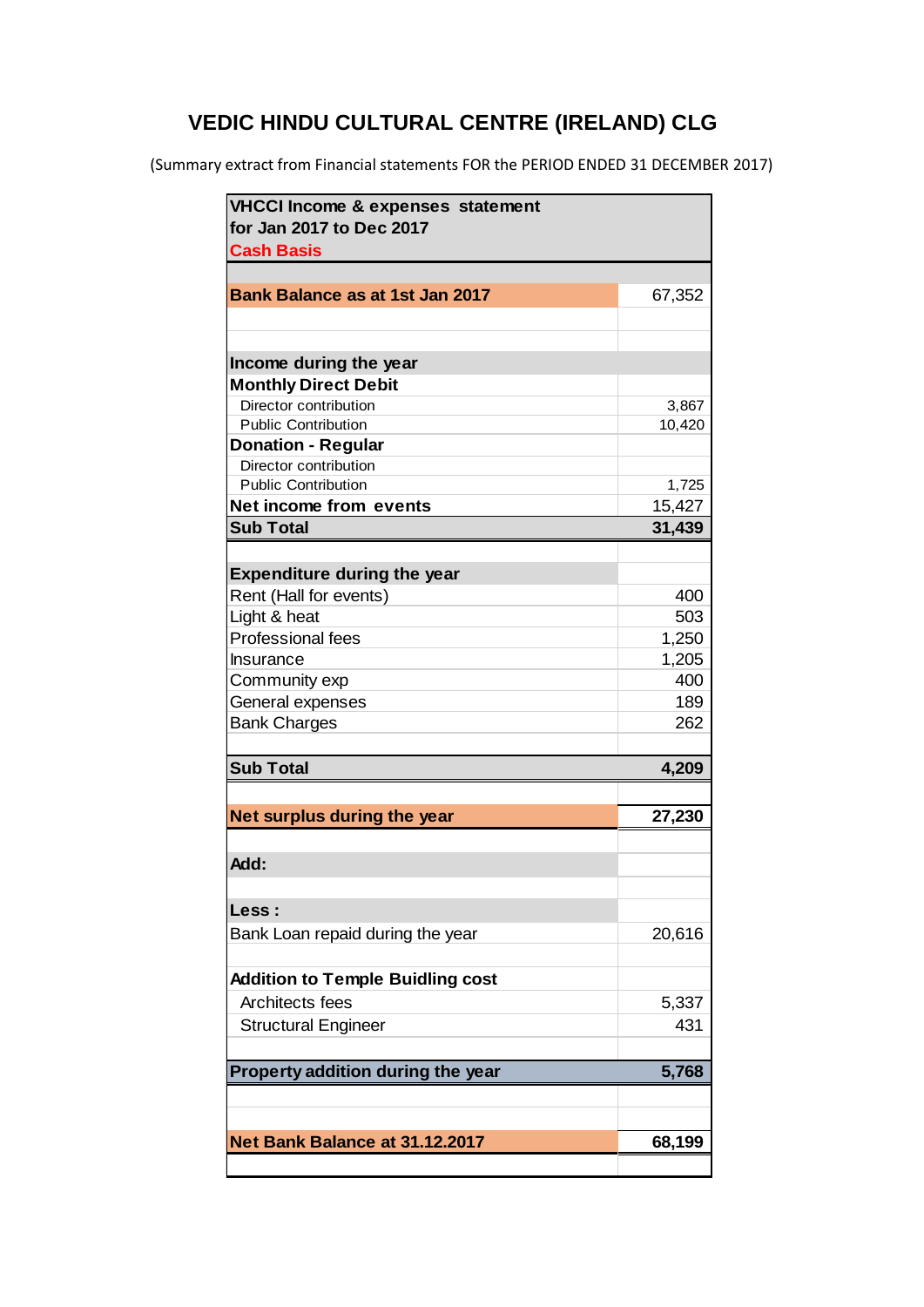# VEDIC HINDU CULTURAL CENTRE (IRELAND) CLG

(Summary extract from Financial statements FOR the PERIOD ENDED 31 DECEMBER 2017)

| **VHCCI Income & expenses statement for Jan 2017 to Dec 2017 Cash Basis** | |
|---|---|
| **Bank Balance as at 1st Jan 2017** | 67,352 |
| | |
| **Income during the year** | |
| **Monthly Direct Debit** | |
| Director contribution | 3,867 |
| Public Contribution | 10,420 |
| **Donation - Regular** | |
| Director contribution | |
| Public Contribution | 1,725 |
| **Net income from events** | 15,427 |
| **Sub Total** | **31,439** |
| | |
| **Expenditure during the year** | |
| Rent (Hall for events) | 400 |
| Light & heat | 503 |
| Professional fees | 1,250 |
| Insurance | 1,205 |
| Community exp | 400 |
| General expenses | 189 |
| Bank Charges | 262 |
| | |
| **Sub Total** | **4,209** |
| | |
| **Net surplus during the year** | **27,230** |
| | |
| **Add:** | |
| | |
| **Less :** | |
| Bank Loan repaid during the year | 20,616 |
| | |
| **Addition to Temple Buidling cost** | |
| Architects fees | 5,337 |
| Structural Engineer | 431 |
| | |
| **Property addition during the year** | **5,768** |
| | |
| **Net Bank Balance at 31.12.2017** | **68,199** |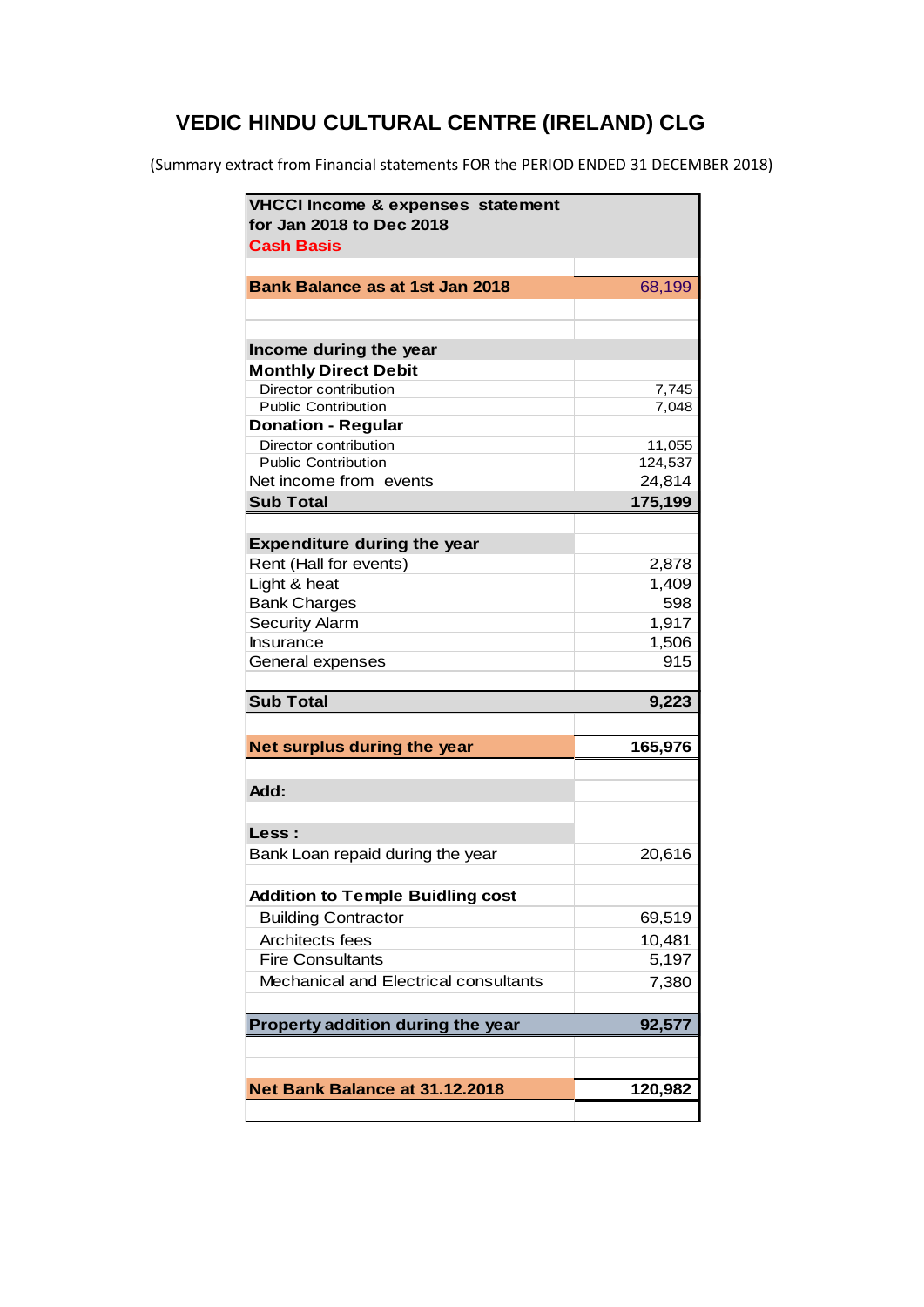# VEDIC HINDU CULTURAL CENTRE (IRELAND) CLG

(Summary extract from Financial statements FOR the PERIOD ENDED 31 DECEMBER 2018)

| **VHCCI Income & expenses statement for Jan 2018 to Dec 2018 Cash Basis** | |
|---|---|
| | |
| **Bank Balance as at 1st Jan 2018** | 68,199 |
| | |
| | |
| **Income during the year** | |
| **Monthly Direct Debit** | |
| Director contribution | 7,745 |
| Public Contribution | 7,048 |
| **Donation - Regular** | |
| Director contribution | 11,055 |
| Public Contribution | 124,537 |
| Net income from events | 24,814 |
| **Sub Total** | **175,199** |
| | |
| **Expenditure during the year** | |
| Rent (Hall for events) | 2,878 |
| Light & heat | 1,409 |
| Bank Charges | 598 |
| Security Alarm | 1,917 |
| Insurance | 1,506 |
| General expenses | 915 |
| | |
| **Sub Total** | **9,223** |
| | |
| **Net surplus during the year** | **165,976** |
| | |
| **Add:** | |
| | |
| **Less :** | |
| Bank Loan repaid during the year | 20,616 |
| | |
| **Addition to Temple Buidling cost** | |
| Building Contractor | 69,519 |
| Architects fees | 10,481 |
| Fire Consultants | 5,197 |
| Mechanical and Electrical consultants | 7,380 |
| | |
| **Property addition during the year** | **92,577** |
| | |
| | |
| **Net Bank Balance at 31.12.2018** | **120,982** |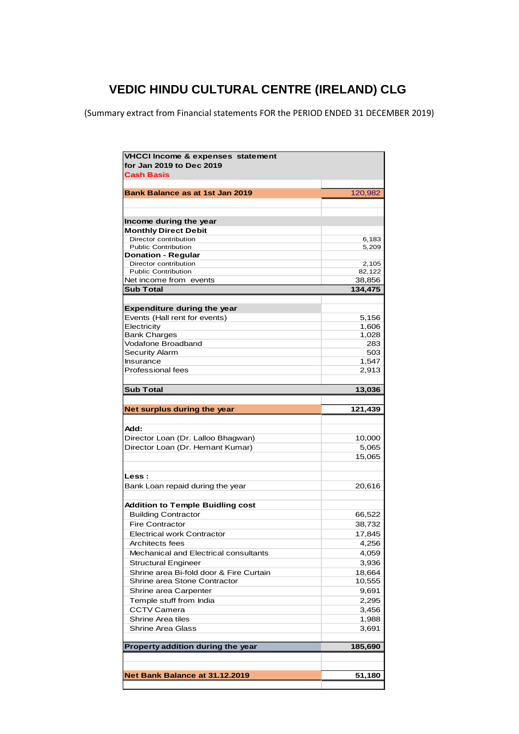# VEDIC HINDU CULTURAL CENTRE (IRELAND) CLG

(Summary extract from Financial statements FOR the PERIOD ENDED 31 DECEMBER 2019)

| VHCCI Income & expenses statement for Jan 2019 to Dec 2019 Cash Basis | |
|---|---|
| **Bank Balance as at 1st Jan 2019** | 120,982 |
| | |
| **Income during the year** | |
| **Monthly Direct Debit** | |
| Director contribution | 6,183 |
| Public Contribution | 5,209 |
| **Donation - Regular** | |
| Director contribution | 2,105 |
| Public Contribution | 82,122 |
| Net income from events | 38,856 |
| **Sub Total** | **134,475** |
| | |
| **Expenditure during the year** | |
| Events (Hall rent for events) | 5,156 |
| Electricity | 1,606 |
| Bank Charges | 1,028 |
| Vodafone Broadband | 283 |
| Security Alarm | 503 |
| Insurance | 1,547 |
| Professional fees | 2,913 |
| | |
| **Sub Total** | **13,036** |
| | |
| **Net surplus during the year** | **121,439** |
| | |
| **Add:** | |
| Director Loan (Dr. Lalloo Bhagwan) | 10,000 |
| Director Loan (Dr. Hemant Kumar) | 5,065 |
| | 15,065 |
| | |
| **Less :** | |
| Bank Loan repaid during the year | 20,616 |
| | |
| **Addition to Temple Buidling cost** | |
| Building Contractor | 66,522 |
| Fire Contractor | 38,732 |
| Electrical work Contractor | 17,845 |
| Architects fees | 4,256 |
| Mechanical and Electrical consultants | 4,059 |
| Structural Engineer | 3,936 |
| Shrine area Bi-fold door & Fire Curtain | 18,664 |
| Shrine area Stone Contractor | 10,555 |
| Shrine area Carpenter | 9,691 |
| Temple stuff from India | 2,295 |
| CCTV Camera | 3,456 |
| Shrine Area tiles | 1,988 |
| Shrine Area Glass | 3,691 |
| | |
| **Property addition during the year** | **185,690** |
| | |
| **Net Bank Balance at 31.12.2019** | **51,180** |